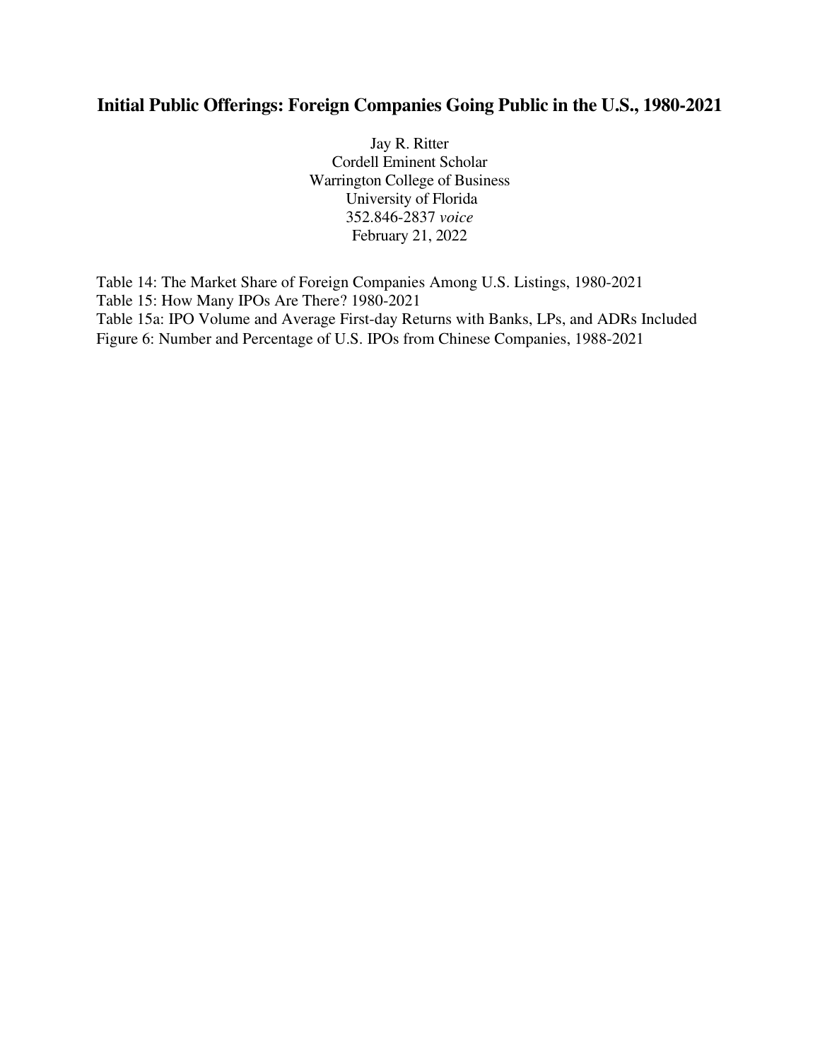# Initial Public Offerings: Foreign Companies Going Public in the U.S., 1980-2021

Jay R. Ritter
Cordell Eminent Scholar
Warrington College of Business
University of Florida
352.846-2837 *voice*
February 21, 2022

Table 14: The Market Share of Foreign Companies Among U.S. Listings, 1980-2021
Table 15: How Many IPOs Are There? 1980-2021
Table 15a: IPO Volume and Average First-day Returns with Banks, LPs, and ADRs Included
Figure 6: Number and Percentage of U.S. IPOs from Chinese Companies, 1988-2021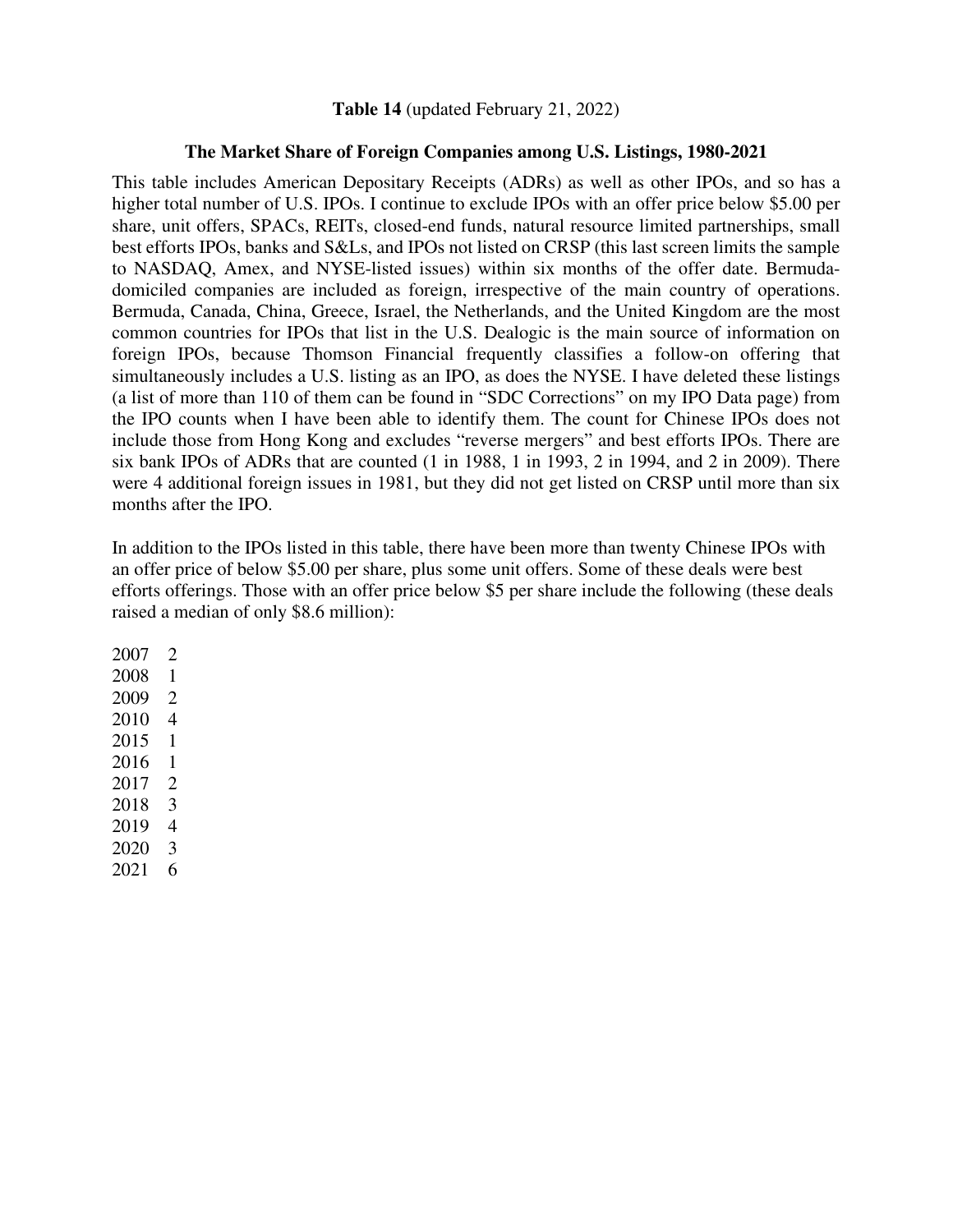**Table 14** (updated February 21, 2022)

**The Market Share of Foreign Companies among U.S. Listings, 1980-2021**

This table includes American Depositary Receipts (ADRs) as well as other IPOs, and so has a higher total number of U.S. IPOs. I continue to exclude IPOs with an offer price below $5.00 per share, unit offers, SPACs, REITs, closed-end funds, natural resource limited partnerships, small best efforts IPOs, banks and S&Ls, and IPOs not listed on CRSP (this last screen limits the sample to NASDAQ, Amex, and NYSE-listed issues) within six months of the offer date. Bermuda-domiciled companies are included as foreign, irrespective of the main country of operations. Bermuda, Canada, China, Greece, Israel, the Netherlands, and the United Kingdom are the most common countries for IPOs that list in the U.S. Dealogic is the main source of information on foreign IPOs, because Thomson Financial frequently classifies a follow-on offering that simultaneously includes a U.S. listing as an IPO, as does the NYSE. I have deleted these listings (a list of more than 110 of them can be found in "SDC Corrections" on my IPO Data page) from the IPO counts when I have been able to identify them. The count for Chinese IPOs does not include those from Hong Kong and excludes "reverse mergers" and best efforts IPOs. There are six bank IPOs of ADRs that are counted (1 in 1988, 1 in 1993, 2 in 1994, and 2 in 2009). There were 4 additional foreign issues in 1981, but they did not get listed on CRSP until more than six months after the IPO.

In addition to the IPOs listed in this table, there have been more than twenty Chinese IPOs with an offer price of below $5.00 per share, plus some unit offers. Some of these deals were best efforts offerings. Those with an offer price below $5 per share include the following (these deals raised a median of only $8.6 million):

| | |
|---|---|
| 2007 | 2 |
| 2008 | 1 |
| 2009 | 2 |
| 2010 | 4 |
| 2015 | 1 |
| 2016 | 1 |
| 2017 | 2 |
| 2018 | 3 |
| 2019 | 4 |
| 2020 | 3 |
| 2021 | 6 |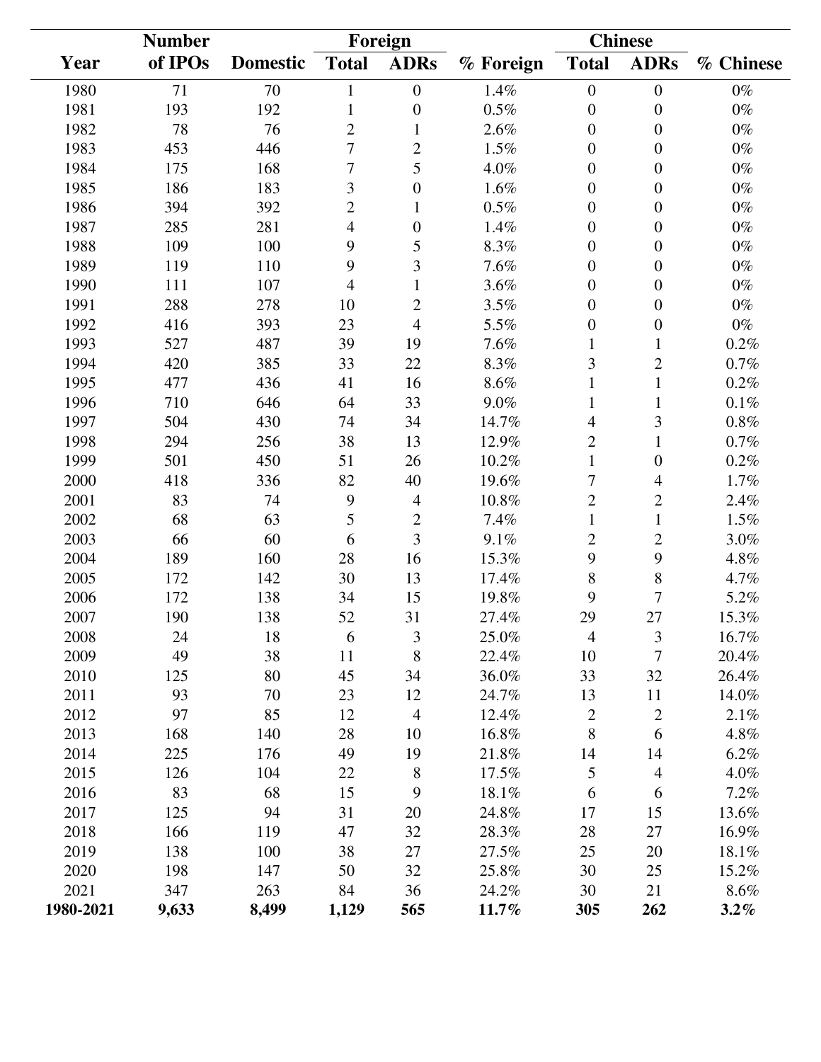| Year | Number of IPOs | Domestic | Foreign | | % Foreign | Chinese | | % Chinese |
|---|---|---|---|---|---|---|---|---|
| | | | Total | ADRs | | Total | ADRs | |
| 1980 | 71 | 70 | 1 | 0 | 1.4% | 0 | 0 | 0% |
| 1981 | 193 | 192 | 1 | 0 | 0.5% | 0 | 0 | 0% |
| 1982 | 78 | 76 | 2 | 1 | 2.6% | 0 | 0 | 0% |
| 1983 | 453 | 446 | 7 | 2 | 1.5% | 0 | 0 | 0% |
| 1984 | 175 | 168 | 7 | 5 | 4.0% | 0 | 0 | 0% |
| 1985 | 186 | 183 | 3 | 0 | 1.6% | 0 | 0 | 0% |
| 1986 | 394 | 392 | 2 | 1 | 0.5% | 0 | 0 | 0% |
| 1987 | 285 | 281 | 4 | 0 | 1.4% | 0 | 0 | 0% |
| 1988 | 109 | 100 | 9 | 5 | 8.3% | 0 | 0 | 0% |
| 1989 | 119 | 110 | 9 | 3 | 7.6% | 0 | 0 | 0% |
| 1990 | 111 | 107 | 4 | 1 | 3.6% | 0 | 0 | 0% |
| 1991 | 288 | 278 | 10 | 2 | 3.5% | 0 | 0 | 0% |
| 1992 | 416 | 393 | 23 | 4 | 5.5% | 0 | 0 | 0% |
| 1993 | 527 | 487 | 39 | 19 | 7.6% | 1 | 1 | 0.2% |
| 1994 | 420 | 385 | 33 | 22 | 8.3% | 3 | 2 | 0.7% |
| 1995 | 477 | 436 | 41 | 16 | 8.6% | 1 | 1 | 0.2% |
| 1996 | 710 | 646 | 64 | 33 | 9.0% | 1 | 1 | 0.1% |
| 1997 | 504 | 430 | 74 | 34 | 14.7% | 4 | 3 | 0.8% |
| 1998 | 294 | 256 | 38 | 13 | 12.9% | 2 | 1 | 0.7% |
| 1999 | 501 | 450 | 51 | 26 | 10.2% | 1 | 0 | 0.2% |
| 2000 | 418 | 336 | 82 | 40 | 19.6% | 7 | 4 | 1.7% |
| 2001 | 83 | 74 | 9 | 4 | 10.8% | 2 | 2 | 2.4% |
| 2002 | 68 | 63 | 5 | 2 | 7.4% | 1 | 1 | 1.5% |
| 2003 | 66 | 60 | 6 | 3 | 9.1% | 2 | 2 | 3.0% |
| 2004 | 189 | 160 | 28 | 16 | 15.3% | 9 | 9 | 4.8% |
| 2005 | 172 | 142 | 30 | 13 | 17.4% | 8 | 8 | 4.7% |
| 2006 | 172 | 138 | 34 | 15 | 19.8% | 9 | 7 | 5.2% |
| 2007 | 190 | 138 | 52 | 31 | 27.4% | 29 | 27 | 15.3% |
| 2008 | 24 | 18 | 6 | 3 | 25.0% | 4 | 3 | 16.7% |
| 2009 | 49 | 38 | 11 | 8 | 22.4% | 10 | 7 | 20.4% |
| 2010 | 125 | 80 | 45 | 34 | 36.0% | 33 | 32 | 26.4% |
| 2011 | 93 | 70 | 23 | 12 | 24.7% | 13 | 11 | 14.0% |
| 2012 | 97 | 85 | 12 | 4 | 12.4% | 2 | 2 | 2.1% |
| 2013 | 168 | 140 | 28 | 10 | 16.8% | 8 | 6 | 4.8% |
| 2014 | 225 | 176 | 49 | 19 | 21.8% | 14 | 14 | 6.2% |
| 2015 | 126 | 104 | 22 | 8 | 17.5% | 5 | 4 | 4.0% |
| 2016 | 83 | 68 | 15 | 9 | 18.1% | 6 | 6 | 7.2% |
| 2017 | 125 | 94 | 31 | 20 | 24.8% | 17 | 15 | 13.6% |
| 2018 | 166 | 119 | 47 | 32 | 28.3% | 28 | 27 | 16.9% |
| 2019 | 138 | 100 | 38 | 27 | 27.5% | 25 | 20 | 18.1% |
| 2020 | 198 | 147 | 50 | 32 | 25.8% | 30 | 25 | 15.2% |
| 2021 | 347 | 263 | 84 | 36 | 24.2% | 30 | 21 | 8.6% |
| **1980-2021** | **9,633** | **8,499** | **1,129** | **565** | **11.7%** | **305** | **262** | **3.2%** |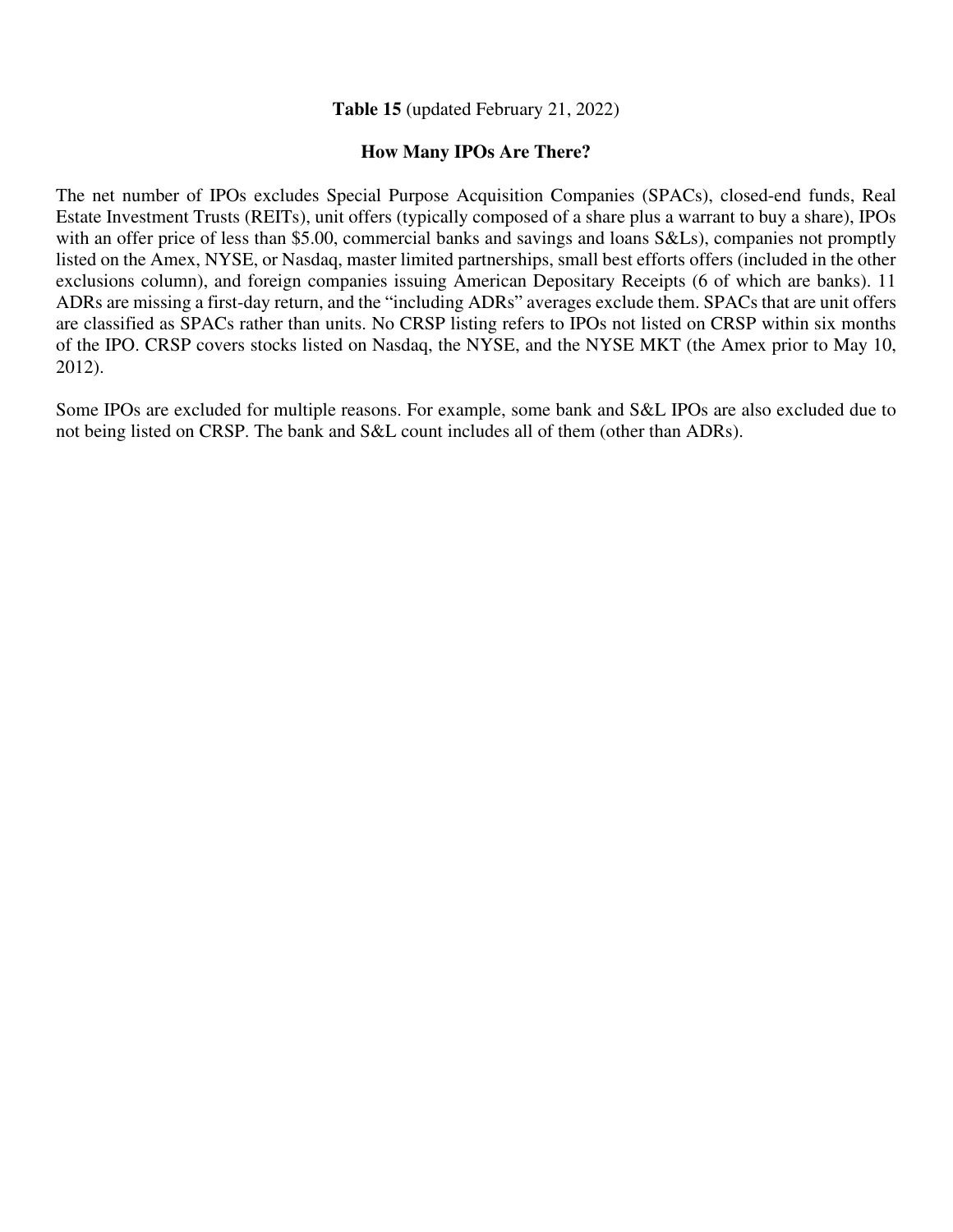**Table 15** (updated February 21, 2022)

**How Many IPOs Are There?**

The net number of IPOs excludes Special Purpose Acquisition Companies (SPACs), closed-end funds, Real Estate Investment Trusts (REITs), unit offers (typically composed of a share plus a warrant to buy a share), IPOs with an offer price of less than $5.00, commercial banks and savings and loans S&Ls), companies not promptly listed on the Amex, NYSE, or Nasdaq, master limited partnerships, small best efforts offers (included in the other exclusions column), and foreign companies issuing American Depositary Receipts (6 of which are banks). 11 ADRs are missing a first-day return, and the "including ADRs" averages exclude them. SPACs that are unit offers are classified as SPACs rather than units. No CRSP listing refers to IPOs not listed on CRSP within six months of the IPO. CRSP covers stocks listed on Nasdaq, the NYSE, and the NYSE MKT (the Amex prior to May 10, 2012).

Some IPOs are excluded for multiple reasons. For example, some bank and S&L IPOs are also excluded due to not being listed on CRSP. The bank and S&L count includes all of them (other than ADRs).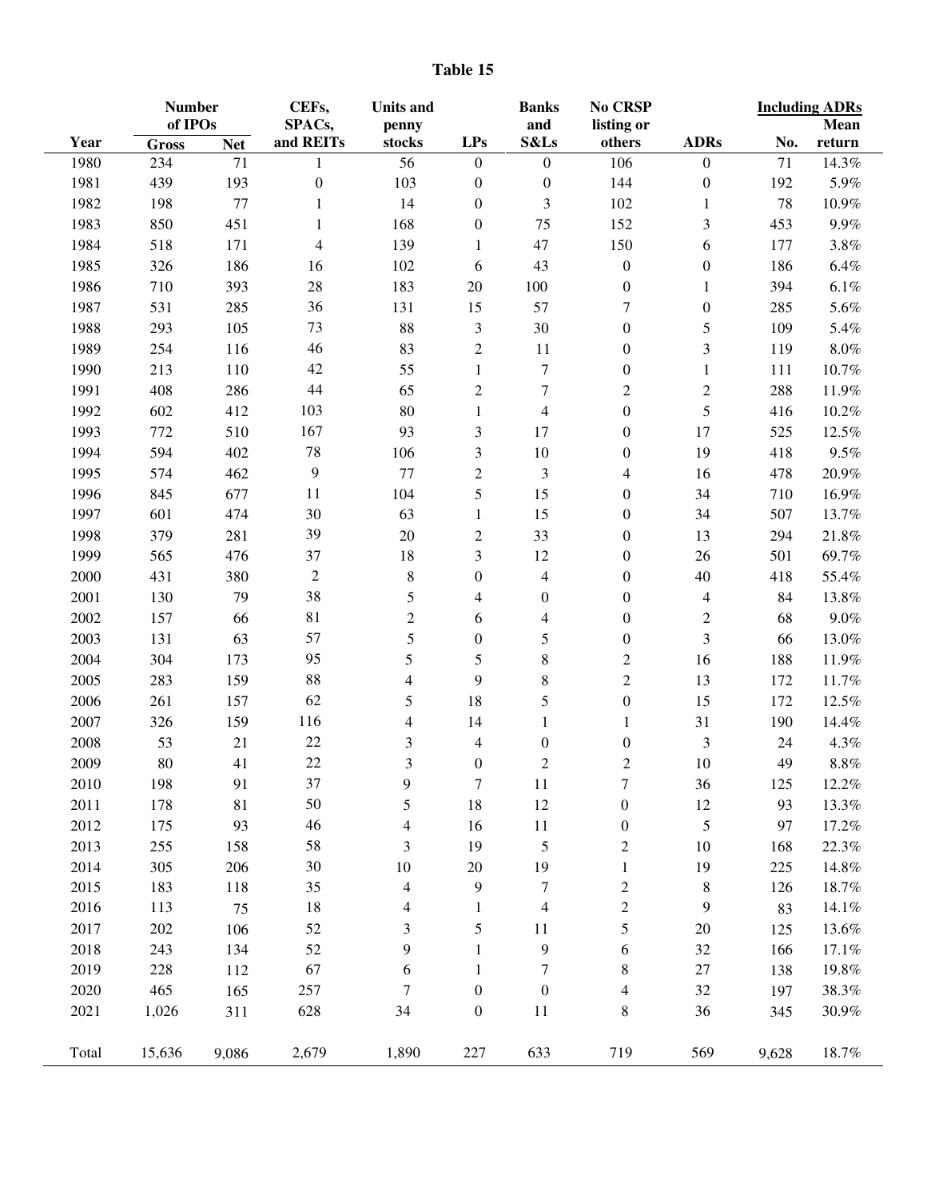# Table 15

| Year | Number of IPOs | | CEFs, SPACs, and REITs | Units and penny stocks | LPs | Banks and S&Ls | No CRSP listing or others | ADRs | Including ADRs | |
|---|---|---|---|---|---|---|---|---|---|---|
| | Gross | Net | | | | | | | No. | Mean return |
| 1980 | 234 | 71 | 1 | 56 | 0 | 0 | 106 | 0 | 71 | 14.3% |
| 1981 | 439 | 193 | 0 | 103 | 0 | 0 | 144 | 0 | 192 | 5.9% |
| 1982 | 198 | 77 | 1 | 14 | 0 | 3 | 102 | 1 | 78 | 10.9% |
| 1983 | 850 | 451 | 1 | 168 | 0 | 75 | 152 | 3 | 453 | 9.9% |
| 1984 | 518 | 171 | 4 | 139 | 1 | 47 | 150 | 6 | 177 | 3.8% |
| 1985 | 326 | 186 | 16 | 102 | 6 | 43 | 0 | 0 | 186 | 6.4% |
| 1986 | 710 | 393 | 28 | 183 | 20 | 100 | 0 | 1 | 394 | 6.1% |
| 1987 | 531 | 285 | 36 | 131 | 15 | 57 | 7 | 0 | 285 | 5.6% |
| 1988 | 293 | 105 | 73 | 88 | 3 | 30 | 0 | 5 | 109 | 5.4% |
| 1989 | 254 | 116 | 46 | 83 | 2 | 11 | 0 | 3 | 119 | 8.0% |
| 1990 | 213 | 110 | 42 | 55 | 1 | 7 | 0 | 1 | 111 | 10.7% |
| 1991 | 408 | 286 | 44 | 65 | 2 | 7 | 2 | 2 | 288 | 11.9% |
| 1992 | 602 | 412 | 103 | 80 | 1 | 4 | 0 | 5 | 416 | 10.2% |
| 1993 | 772 | 510 | 167 | 93 | 3 | 17 | 0 | 17 | 525 | 12.5% |
| 1994 | 594 | 402 | 78 | 106 | 3 | 10 | 0 | 19 | 418 | 9.5% |
| 1995 | 574 | 462 | 9 | 77 | 2 | 3 | 4 | 16 | 478 | 20.9% |
| 1996 | 845 | 677 | 11 | 104 | 5 | 15 | 0 | 34 | 710 | 16.9% |
| 1997 | 601 | 474 | 30 | 63 | 1 | 15 | 0 | 34 | 507 | 13.7% |
| 1998 | 379 | 281 | 39 | 20 | 2 | 33 | 0 | 13 | 294 | 21.8% |
| 1999 | 565 | 476 | 37 | 18 | 3 | 12 | 0 | 26 | 501 | 69.7% |
| 2000 | 431 | 380 | 2 | 8 | 0 | 4 | 0 | 40 | 418 | 55.4% |
| 2001 | 130 | 79 | 38 | 5 | 4 | 0 | 0 | 4 | 84 | 13.8% |
| 2002 | 157 | 66 | 81 | 2 | 6 | 4 | 0 | 2 | 68 | 9.0% |
| 2003 | 131 | 63 | 57 | 5 | 0 | 5 | 0 | 3 | 66 | 13.0% |
| 2004 | 304 | 173 | 95 | 5 | 5 | 8 | 2 | 16 | 188 | 11.9% |
| 2005 | 283 | 159 | 88 | 4 | 9 | 8 | 2 | 13 | 172 | 11.7% |
| 2006 | 261 | 157 | 62 | 5 | 18 | 5 | 0 | 15 | 172 | 12.5% |
| 2007 | 326 | 159 | 116 | 4 | 14 | 1 | 1 | 31 | 190 | 14.4% |
| 2008 | 53 | 21 | 22 | 3 | 4 | 0 | 0 | 3 | 24 | 4.3% |
| 2009 | 80 | 41 | 22 | 3 | 0 | 2 | 2 | 10 | 49 | 8.8% |
| 2010 | 198 | 91 | 37 | 9 | 7 | 11 | 7 | 36 | 125 | 12.2% |
| 2011 | 178 | 81 | 50 | 5 | 18 | 12 | 0 | 12 | 93 | 13.3% |
| 2012 | 175 | 93 | 46 | 4 | 16 | 11 | 0 | 5 | 97 | 17.2% |
| 2013 | 255 | 158 | 58 | 3 | 19 | 5 | 2 | 10 | 168 | 22.3% |
| 2014 | 305 | 206 | 30 | 10 | 20 | 19 | 1 | 19 | 225 | 14.8% |
| 2015 | 183 | 118 | 35 | 4 | 9 | 7 | 2 | 8 | 126 | 18.7% |
| 2016 | 113 | 75 | 18 | 4 | 1 | 4 | 2 | 9 | 83 | 14.1% |
| 2017 | 202 | 106 | 52 | 3 | 5 | 11 | 5 | 20 | 125 | 13.6% |
| 2018 | 243 | 134 | 52 | 9 | 1 | 9 | 6 | 32 | 166 | 17.1% |
| 2019 | 228 | 112 | 67 | 6 | 1 | 7 | 8 | 27 | 138 | 19.8% |
| 2020 | 465 | 165 | 257 | 7 | 0 | 0 | 4 | 32 | 197 | 38.3% |
| 2021 | 1,026 | 311 | 628 | 34 | 0 | 11 | 8 | 36 | 345 | 30.9% |
| Total | 15,636 | 9,086 | 2,679 | 1,890 | 227 | 633 | 719 | 569 | 9,628 | 18.7% |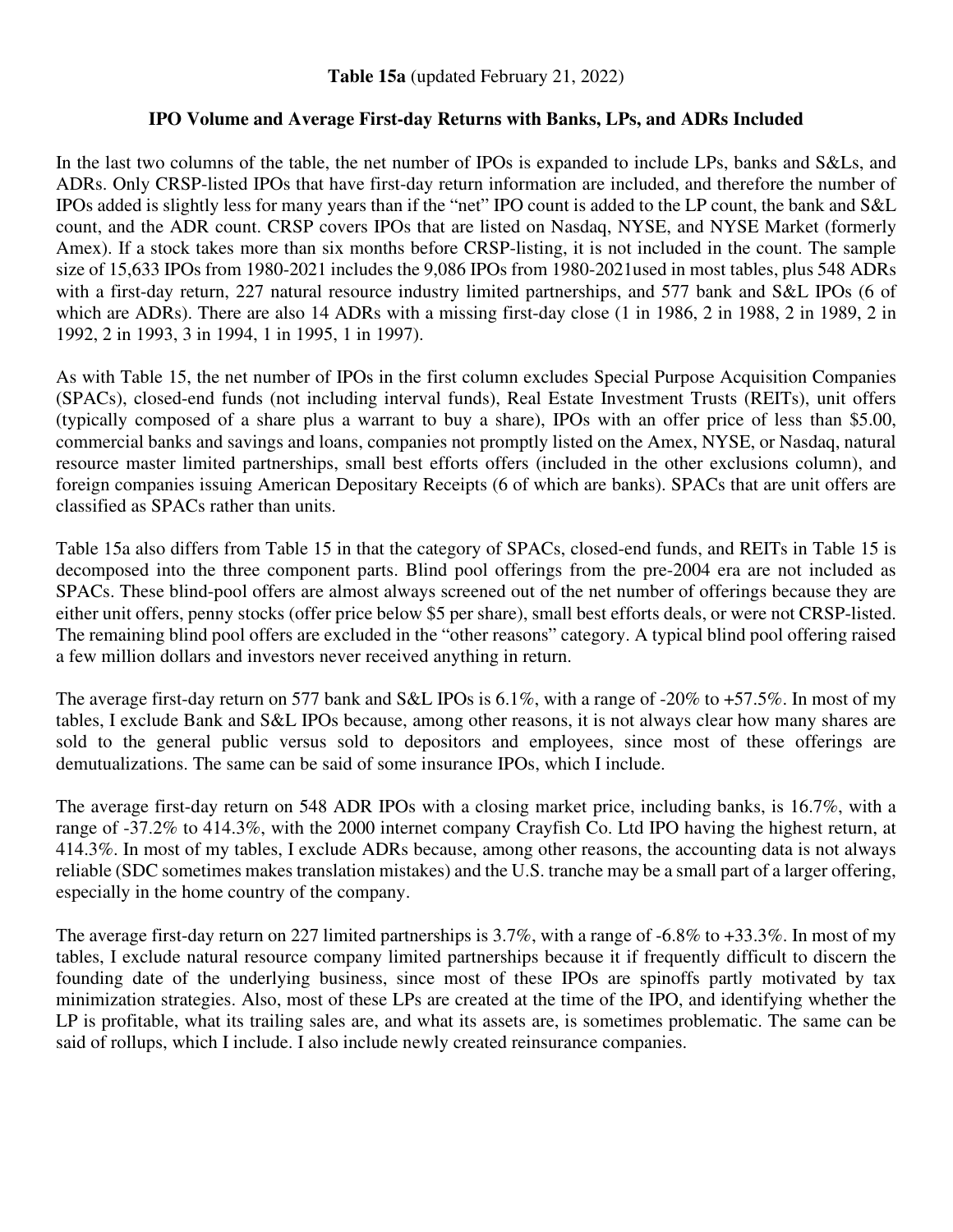**Table 15a** (updated February 21, 2022)

**IPO Volume and Average First-day Returns with Banks, LPs, and ADRs Included**

In the last two columns of the table, the net number of IPOs is expanded to include LPs, banks and S&Ls, and ADRs. Only CRSP-listed IPOs that have first-day return information are included, and therefore the number of IPOs added is slightly less for many years than if the "net" IPO count is added to the LP count, the bank and S&L count, and the ADR count. CRSP covers IPOs that are listed on Nasdaq, NYSE, and NYSE Market (formerly Amex). If a stock takes more than six months before CRSP-listing, it is not included in the count. The sample size of 15,633 IPOs from 1980-2021 includes the 9,086 IPOs from 1980-2021used in most tables, plus 548 ADRs with a first-day return, 227 natural resource industry limited partnerships, and 577 bank and S&L IPOs (6 of which are ADRs). There are also 14 ADRs with a missing first-day close (1 in 1986, 2 in 1988, 2 in 1989, 2 in 1992, 2 in 1993, 3 in 1994, 1 in 1995, 1 in 1997).

As with Table 15, the net number of IPOs in the first column excludes Special Purpose Acquisition Companies (SPACs), closed-end funds (not including interval funds), Real Estate Investment Trusts (REITs), unit offers (typically composed of a share plus a warrant to buy a share), IPOs with an offer price of less than $5.00, commercial banks and savings and loans, companies not promptly listed on the Amex, NYSE, or Nasdaq, natural resource master limited partnerships, small best efforts offers (included in the other exclusions column), and foreign companies issuing American Depositary Receipts (6 of which are banks). SPACs that are unit offers are classified as SPACs rather than units.

Table 15a also differs from Table 15 in that the category of SPACs, closed-end funds, and REITs in Table 15 is decomposed into the three component parts. Blind pool offerings from the pre-2004 era are not included as SPACs. These blind-pool offers are almost always screened out of the net number of offerings because they are either unit offers, penny stocks (offer price below $5 per share), small best efforts deals, or were not CRSP-listed. The remaining blind pool offers are excluded in the "other reasons" category. A typical blind pool offering raised a few million dollars and investors never received anything in return.

The average first-day return on 577 bank and S&L IPOs is 6.1%, with a range of -20% to +57.5%. In most of my tables, I exclude Bank and S&L IPOs because, among other reasons, it is not always clear how many shares are sold to the general public versus sold to depositors and employees, since most of these offerings are demutualizations. The same can be said of some insurance IPOs, which I include.

The average first-day return on 548 ADR IPOs with a closing market price, including banks, is 16.7%, with a range of -37.2% to 414.3%, with the 2000 internet company Crayfish Co. Ltd IPO having the highest return, at 414.3%. In most of my tables, I exclude ADRs because, among other reasons, the accounting data is not always reliable (SDC sometimes makes translation mistakes) and the U.S. tranche may be a small part of a larger offering, especially in the home country of the company.

The average first-day return on 227 limited partnerships is 3.7%, with a range of -6.8% to +33.3%. In most of my tables, I exclude natural resource company limited partnerships because it if frequently difficult to discern the founding date of the underlying business, since most of these IPOs are spinoffs partly motivated by tax minimization strategies. Also, most of these LPs are created at the time of the IPO, and identifying whether the LP is profitable, what its trailing sales are, and what its assets are, is sometimes problematic. The same can be said of rollups, which I include. I also include newly created reinsurance companies.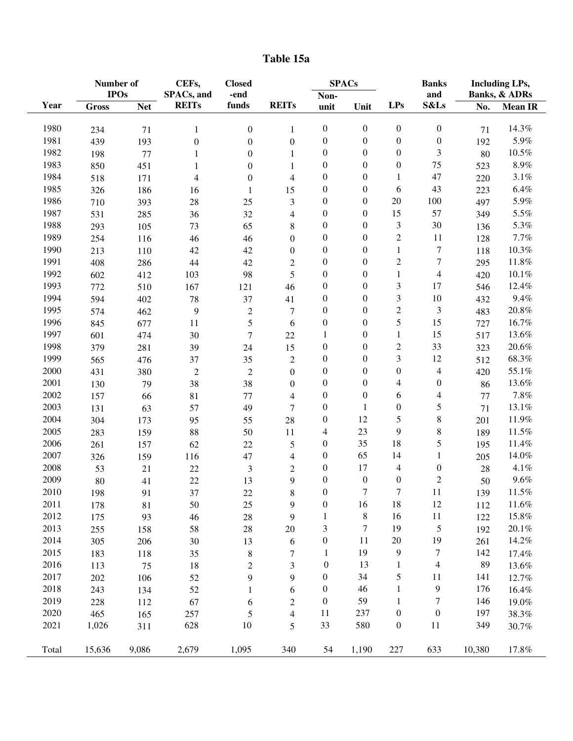# Table 15a

| Year | Number of IPOs | | CEFs, SPACs, and REITs | Closed-end funds | REITs | SPACs | | LPs | Banks and S&Ls | Including LPs, Banks, & ADRs | |
|---|---|---|---|---|---|---|---|---|---|---|---|
| | Gross | Net | | | | Non-unit | Unit | | | No. | Mean IR |
| 1980 | 234 | 71 | 1 | 0 | 1 | 0 | 0 | 0 | 0 | 71 | 14.3% |
| 1981 | 439 | 193 | 0 | 0 | 0 | 0 | 0 | 0 | 0 | 192 | 5.9% |
| 1982 | 198 | 77 | 1 | 0 | 1 | 0 | 0 | 0 | 3 | 80 | 10.5% |
| 1983 | 850 | 451 | 1 | 0 | 1 | 0 | 0 | 0 | 75 | 523 | 8.9% |
| 1984 | 518 | 171 | 4 | 0 | 4 | 0 | 0 | 1 | 47 | 220 | 3.1% |
| 1985 | 326 | 186 | 16 | 1 | 15 | 0 | 0 | 6 | 43 | 223 | 6.4% |
| 1986 | 710 | 393 | 28 | 25 | 3 | 0 | 0 | 20 | 100 | 497 | 5.9% |
| 1987 | 531 | 285 | 36 | 32 | 4 | 0 | 0 | 15 | 57 | 349 | 5.5% |
| 1988 | 293 | 105 | 73 | 65 | 8 | 0 | 0 | 3 | 30 | 136 | 5.3% |
| 1989 | 254 | 116 | 46 | 46 | 0 | 0 | 0 | 2 | 11 | 128 | 7.7% |
| 1990 | 213 | 110 | 42 | 42 | 0 | 0 | 0 | 1 | 7 | 118 | 10.3% |
| 1991 | 408 | 286 | 44 | 42 | 2 | 0 | 0 | 2 | 7 | 295 | 11.8% |
| 1992 | 602 | 412 | 103 | 98 | 5 | 0 | 0 | 1 | 4 | 420 | 10.1% |
| 1993 | 772 | 510 | 167 | 121 | 46 | 0 | 0 | 3 | 17 | 546 | 12.4% |
| 1994 | 594 | 402 | 78 | 37 | 41 | 0 | 0 | 3 | 10 | 432 | 9.4% |
| 1995 | 574 | 462 | 9 | 2 | 7 | 0 | 0 | 2 | 3 | 483 | 20.8% |
| 1996 | 845 | 677 | 11 | 5 | 6 | 0 | 0 | 5 | 15 | 727 | 16.7% |
| 1997 | 601 | 474 | 30 | 7 | 22 | 1 | 0 | 1 | 15 | 517 | 13.6% |
| 1998 | 379 | 281 | 39 | 24 | 15 | 0 | 0 | 2 | 33 | 323 | 20.6% |
| 1999 | 565 | 476 | 37 | 35 | 2 | 0 | 0 | 3 | 12 | 512 | 68.3% |
| 2000 | 431 | 380 | 2 | 2 | 0 | 0 | 0 | 0 | 4 | 420 | 55.1% |
| 2001 | 130 | 79 | 38 | 38 | 0 | 0 | 0 | 4 | 0 | 86 | 13.6% |
| 2002 | 157 | 66 | 81 | 77 | 4 | 0 | 0 | 6 | 4 | 77 | 7.8% |
| 2003 | 131 | 63 | 57 | 49 | 7 | 0 | 1 | 0 | 5 | 71 | 13.1% |
| 2004 | 304 | 173 | 95 | 55 | 28 | 0 | 12 | 5 | 8 | 201 | 11.9% |
| 2005 | 283 | 159 | 88 | 50 | 11 | 4 | 23 | 9 | 8 | 189 | 11.5% |
| 2006 | 261 | 157 | 62 | 22 | 5 | 0 | 35 | 18 | 5 | 195 | 11.4% |
| 2007 | 326 | 159 | 116 | 47 | 4 | 0 | 65 | 14 | 1 | 205 | 14.0% |
| 2008 | 53 | 21 | 22 | 3 | 2 | 0 | 17 | 4 | 0 | 28 | 4.1% |
| 2009 | 80 | 41 | 22 | 13 | 9 | 0 | 0 | 0 | 2 | 50 | 9.6% |
| 2010 | 198 | 91 | 37 | 22 | 8 | 0 | 7 | 7 | 11 | 139 | 11.5% |
| 2011 | 178 | 81 | 50 | 25 | 9 | 0 | 16 | 18 | 12 | 112 | 11.6% |
| 2012 | 175 | 93 | 46 | 28 | 9 | 1 | 8 | 16 | 11 | 122 | 15.8% |
| 2013 | 255 | 158 | 58 | 28 | 20 | 3 | 7 | 19 | 5 | 192 | 20.1% |
| 2014 | 305 | 206 | 30 | 13 | 6 | 0 | 11 | 20 | 19 | 261 | 14.2% |
| 2015 | 183 | 118 | 35 | 8 | 7 | 1 | 19 | 9 | 7 | 142 | 17.4% |
| 2016 | 113 | 75 | 18 | 2 | 3 | 0 | 13 | 1 | 4 | 89 | 13.6% |
| 2017 | 202 | 106 | 52 | 9 | 9 | 0 | 34 | 5 | 11 | 141 | 12.7% |
| 2018 | 243 | 134 | 52 | 1 | 6 | 0 | 46 | 1 | 9 | 176 | 16.4% |
| 2019 | 228 | 112 | 67 | 6 | 2 | 0 | 59 | 1 | 7 | 146 | 19.0% |
| 2020 | 465 | 165 | 257 | 5 | 4 | 11 | 237 | 0 | 0 | 197 | 38.3% |
| 2021 | 1,026 | 311 | 628 | 10 | 5 | 33 | 580 | 0 | 11 | 349 | 30.7% |
| Total | 15,636 | 9,086 | 2,679 | 1,095 | 340 | 54 | 1,190 | 227 | 633 | 10,380 | 17.8% |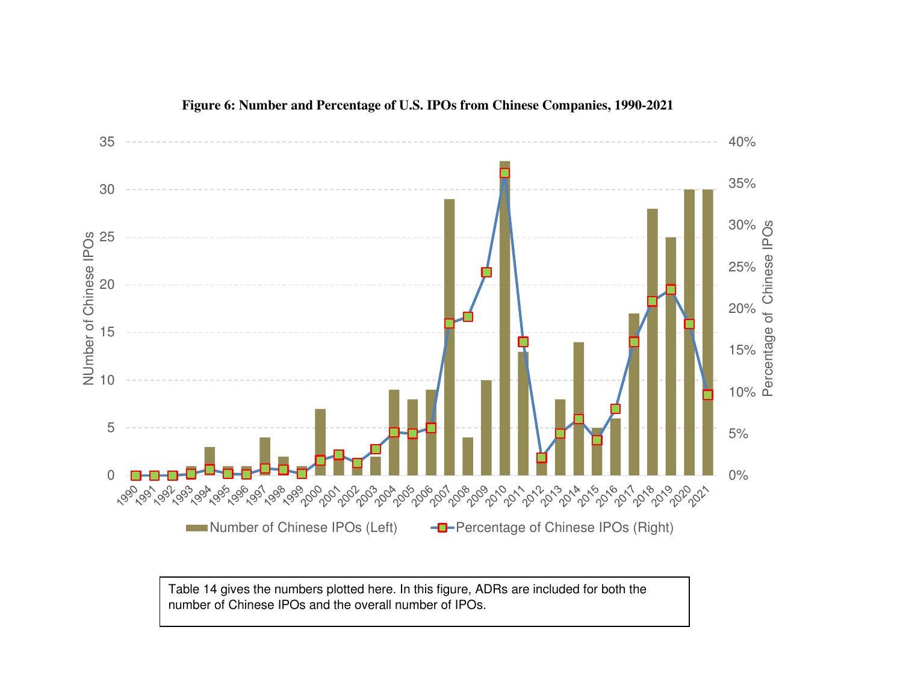**Figure 6: Number and Percentage of U.S. IPOs from Chinese Companies, 1990-2021**

35
30
25
20
15
10
5
0

40%
35%
30%
25%
20%
15%
10%
5%
0%

NUmber of Chinese IPOs

Percentage of Chinese IPOs

1990 1991 1992 1993 1994 1995 1996 1997 1998 1999 2000 2001 2002 2003 2004 2005 2006 2007 2008 2009 2010 2011 2012 2013 2014 2015 2016 2017 2018 2019 2020 2021

Number of Chinese IPOs (Left)

Percentage of Chinese IPOs (Right)

Table 14 gives the numbers plotted here. In this figure, ADRs are included for both the number of Chinese IPOs and the overall number of IPOs.